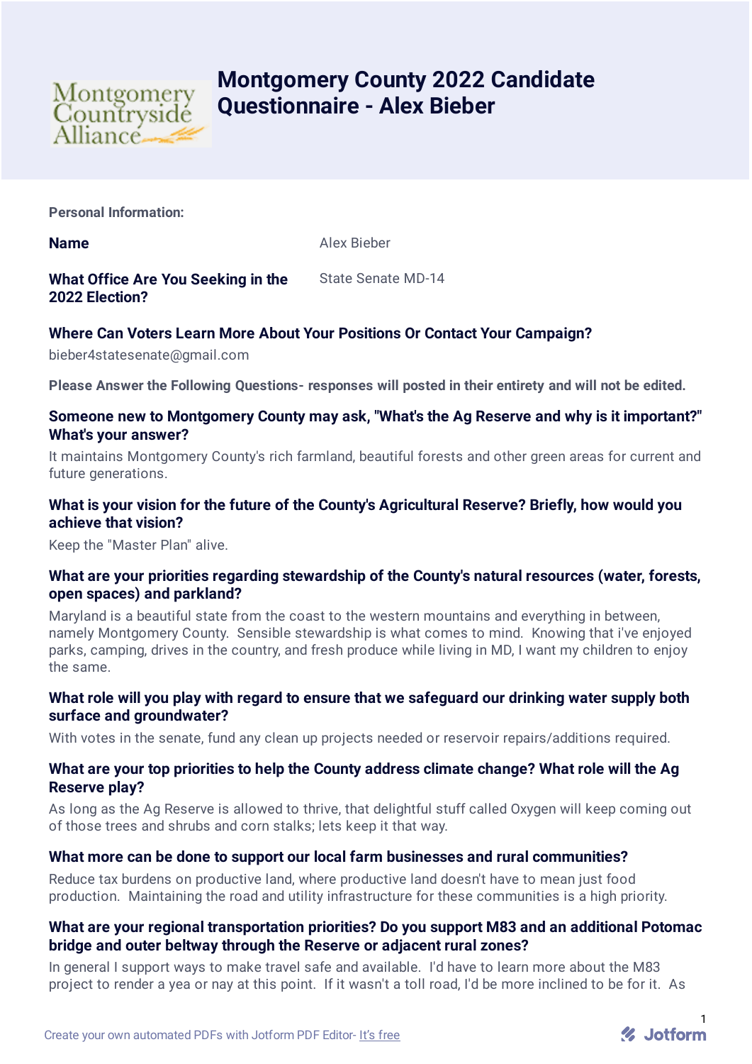# Montgomery County 2022 Candidate Questionnaire - Alex Bieber

**Personal Information:**

**Name** Alex Bieber

**What Office Are You Seeking in the 2022 Election?** State Senate MD-14

**Where Can Voters Learn More About Your Positions Or Contact Your Campaign?**

bieber4statesenate@gmail.com

**Please Answer the Following Questions- responses will posted in their entirety and will not be edited.**

**Someone new to Montgomery County may ask, "What's the Ag Reserve and why is it important?" What's your answer?**

It maintains Montgomery County's rich farmland, beautiful forests and other green areas for current and future generations.

**What is your vision for the future of the County's Agricultural Reserve? Briefly, how would you achieve that vision?**

Keep the "Master Plan" alive.

**What are your priorities regarding stewardship of the County's natural resources (water, forests, open spaces) and parkland?**

Maryland is a beautiful state from the coast to the western mountains and everything in between, namely Montgomery County. Sensible stewardship is what comes to mind. Knowing that i've enjoyed parks, camping, drives in the country, and fresh produce while living in MD, I want my children to enjoy the same.

**What role will you play with regard to ensure that we safeguard our drinking water supply both surface and groundwater?**

With votes in the senate, fund any clean up projects needed or reservoir repairs/additions required.

**What are your top priorities to help the County address climate change? What role will the Ag Reserve play?**

As long as the Ag Reserve is allowed to thrive, that delightful stuff called Oxygen will keep coming out of those trees and shrubs and corn stalks; lets keep it that way.

**What more can be done to support our local farm businesses and rural communities?**

Reduce tax burdens on productive land, where productive land doesn't have to mean just food production. Maintaining the road and utility infrastructure for these communities is a high priority.

**What are your regional transportation priorities? Do you support M83 and an additional Potomac bridge and outer beltway through the Reserve or adjacent rural zones?**

In general I support ways to make travel safe and available. I'd have to learn more about the M83 project to render a yea or nay at this point. If it wasn't a toll road, I'd be more inclined to be for it. As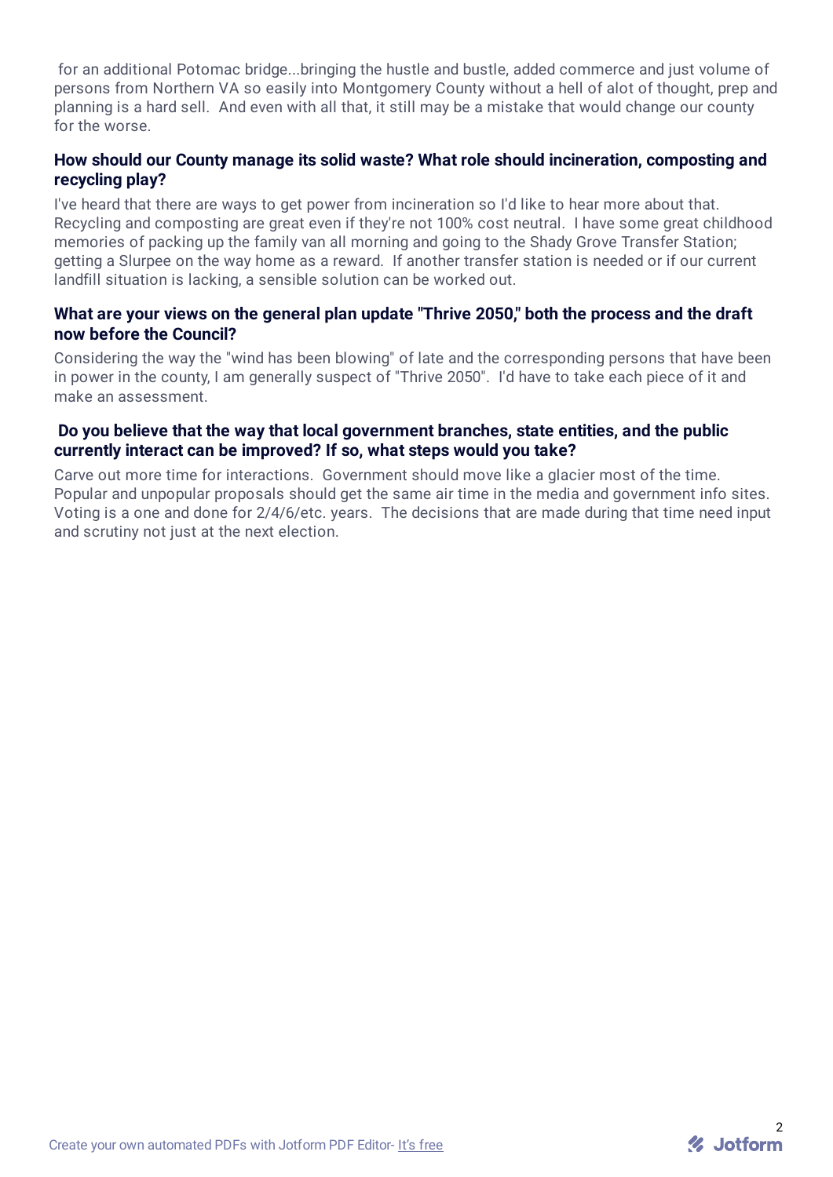for an additional Potomac bridge...bringing the hustle and bustle, added commerce and just volume of persons from Northern VA so easily into Montgomery County without a hell of alot of thought, prep and planning is a hard sell.  And even with all that, it still may be a mistake that would change our county for the worse.

### How should our County manage its solid waste? What role should incineration, composting and recycling play?

I've heard that there are ways to get power from incineration so I'd like to hear more about that.  Recycling and composting are great even if they're not 100% cost neutral.  I have some great childhood memories of packing up the family van all morning and going to the Shady Grove Transfer Station; getting a Slurpee on the way home as a reward.  If another transfer station is needed or if our current landfill situation is lacking, a sensible solution can be worked out.

### What are your views on the general plan update "Thrive 2050," both the process and the draft now before the Council?

Considering the way the "wind has been blowing" of late and the corresponding persons that have been in power in the county, I am generally suspect of "Thrive 2050".  I'd have to take each piece of it and make an assessment.

### Do you believe that the way that local government branches, state entities, and the public currently interact can be improved? If so, what steps would you take?

Carve out more time for interactions.  Government should move like a glacier most of the time.  Popular and unpopular proposals should get the same air time in the media and government info sites.  Voting is a one and done for 2/4/6/etc. years.  The decisions that are made during that time need input and scrutiny not just at the next election.